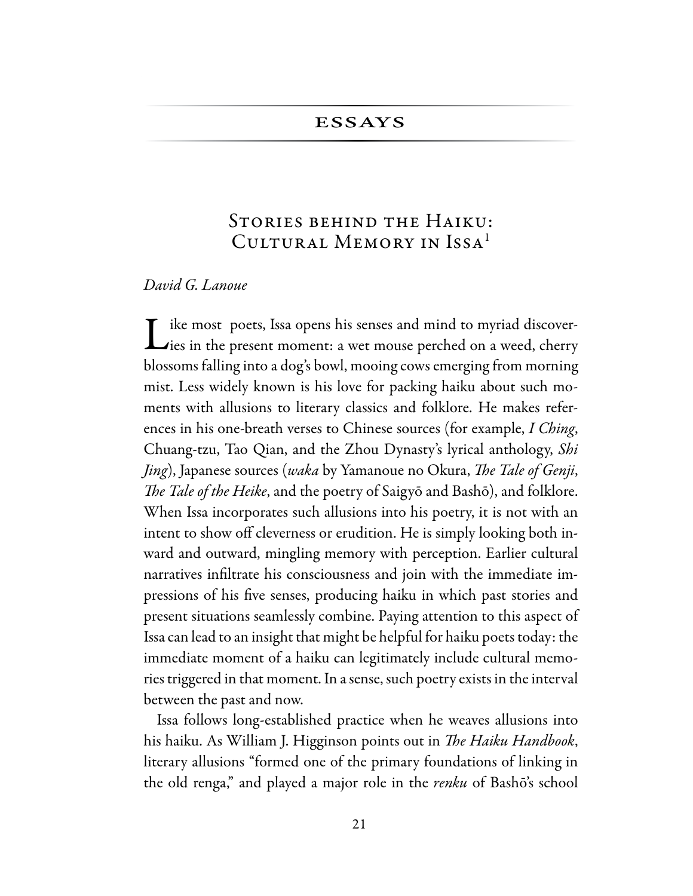## ESSAYS

# Stories behind the Haiku: Cultural Memory in Issa[1]

*David G. Lanoue*

Like most poets, Issa opens his senses and mind to myriad discoveries in the present moment: a wet mouse perched on a weed, cherry blossoms falling into a dog's bowl, mooing cows emerging from morning mist. Less widely known is his love for packing haiku about such moments with allusions to literary classics and folklore. He makes references in his one-breath verses to Chinese sources (for example, *I Ching*, Chuang-tzu, Tao Qian, and the Zhou Dynasty's lyrical anthology, *Shi Jing*), Japanese sources (*waka* by Yamanoue no Okura, *The Tale of Genji*, *The Tale of the Heike*, and the poetry of Saigyō and Bashō), and folklore. When Issa incorporates such allusions into his poetry, it is not with an intent to show off cleverness or erudition. He is simply looking both inward and outward, mingling memory with perception. Earlier cultural narratives infiltrate his consciousness and join with the immediate impressions of his five senses, producing haiku in which past stories and present situations seamlessly combine. Paying attention to this aspect of Issa can lead to an insight that might be helpful for haiku poets today: the immediate moment of a haiku can legitimately include cultural memories triggered in that moment. In a sense, such poetry exists in the interval between the past and now.

Issa follows long-established practice when he weaves allusions into his haiku. As William J. Higginson points out in *The Haiku Handbook*, literary allusions "formed one of the primary foundations of linking in the old renga," and played a major role in the *renku* of Bashō's school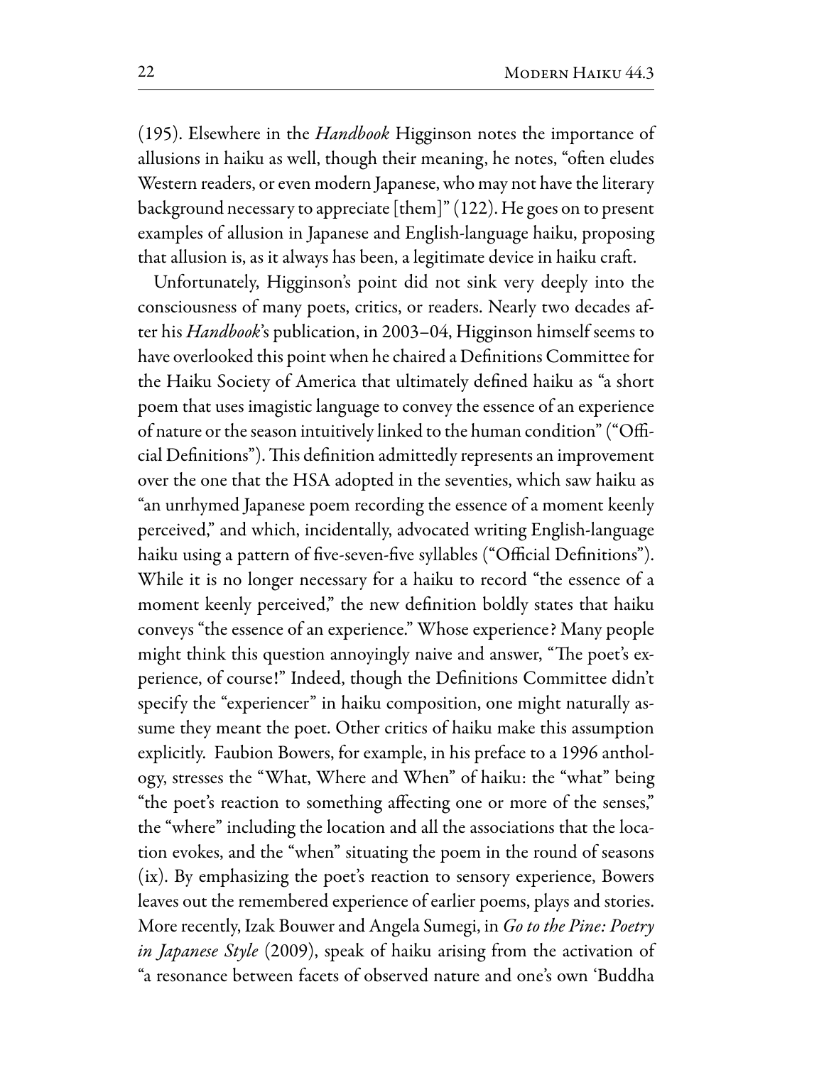(195). Elsewhere in the *Handbook* Higginson notes the importance of allusions in haiku as well, though their meaning, he notes, "often eludes Western readers, or even modern Japanese, who may not have the literary background necessary to appreciate [them]" (122). He goes on to present examples of allusion in Japanese and English-language haiku, proposing that allusion is, as it always has been, a legitimate device in haiku craft.

Unfortunately, Higginson's point did not sink very deeply into the consciousness of many poets, critics, or readers. Nearly two decades after his *Handbook*'s publication, in 2003–04, Higginson himself seems to have overlooked this point when he chaired a Definitions Committee for the Haiku Society of America that ultimately defined haiku as "a short poem that uses imagistic language to convey the essence of an experience of nature or the season intuitively linked to the human condition" ("Official Definitions"). This definition admittedly represents an improvement over the one that the HSA adopted in the seventies, which saw haiku as "an unrhymed Japanese poem recording the essence of a moment keenly perceived," and which, incidentally, advocated writing English-language haiku using a pattern of five-seven-five syllables ("Official Definitions"). While it is no longer necessary for a haiku to record "the essence of a moment keenly perceived," the new definition boldly states that haiku conveys "the essence of an experience." Whose experience? Many people might think this question annoyingly naive and answer, "The poet's experience, of course!" Indeed, though the Definitions Committee didn't specify the "experiencer" in haiku composition, one might naturally assume they meant the poet. Other critics of haiku make this assumption explicitly. Faubion Bowers, for example, in his preface to a 1996 anthology, stresses the "What, Where and When" of haiku: the "what" being "the poet's reaction to something affecting one or more of the senses," the "where" including the location and all the associations that the location evokes, and the "when" situating the poem in the round of seasons (ix). By emphasizing the poet's reaction to sensory experience, Bowers leaves out the remembered experience of earlier poems, plays and stories. More recently, Izak Bouwer and Angela Sumegi, in *Go to the Pine: Poetry in Japanese Style* (2009), speak of haiku arising from the activation of "a resonance between facets of observed nature and one's own 'Buddha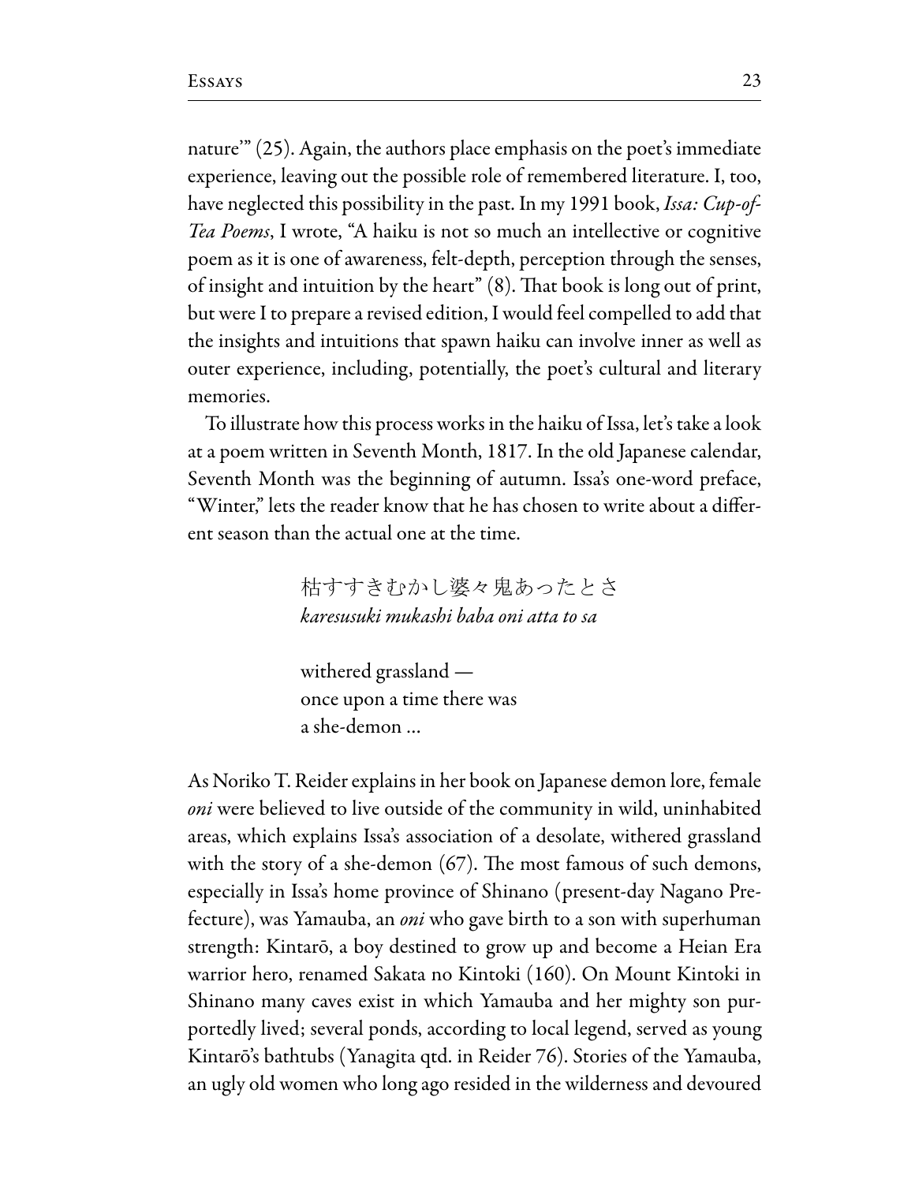nature'" (25). Again, the authors place emphasis on the poet's immediate experience, leaving out the possible role of remembered literature. I, too, have neglected this possibility in the past. In my 1991 book, *Issa: Cup-of-Tea Poems*, I wrote, "A haiku is not so much an intellective or cognitive poem as it is one of awareness, felt-depth, perception through the senses, of insight and intuition by the heart" (8). That book is long out of print, but were I to prepare a revised edition, I would feel compelled to add that the insights and intuitions that spawn haiku can involve inner as well as outer experience, including, potentially, the poet's cultural and literary memories.

To illustrate how this process works in the haiku of Issa, let's take a look at a poem written in Seventh Month, 1817. In the old Japanese calendar, Seventh Month was the beginning of autumn. Issa's one-word preface, "Winter," lets the reader know that he has chosen to write about a different season than the actual one at the time.

> 枯すすきむかし婆々鬼あったとさ
> *karesusuki mukashi baba oni atta to sa*
>
> withered grassland —
> once upon a time there was
> a she-demon ...

As Noriko T. Reider explains in her book on Japanese demon lore, female *oni* were believed to live outside of the community in wild, uninhabited areas, which explains Issa's association of a desolate, withered grassland with the story of a she-demon (67). The most famous of such demons, especially in Issa's home province of Shinano (present-day Nagano Prefecture), was Yamauba, an *oni* who gave birth to a son with superhuman strength: Kintarō, a boy destined to grow up and become a Heian Era warrior hero, renamed Sakata no Kintoki (160). On Mount Kintoki in Shinano many caves exist in which Yamauba and her mighty son purportedly lived; several ponds, according to local legend, served as young Kintarō's bathtubs (Yanagita qtd. in Reider 76). Stories of the Yamauba, an ugly old women who long ago resided in the wilderness and devoured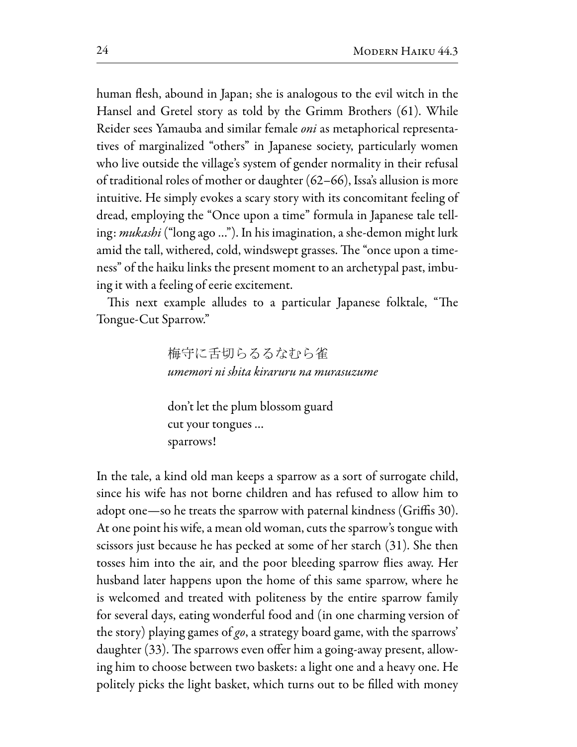human flesh, abound in Japan; she is analogous to the evil witch in the Hansel and Gretel story as told by the Grimm Brothers (61). While Reider sees Yamauba and similar female *oni* as metaphorical representatives of marginalized "others" in Japanese society, particularly women who live outside the village's system of gender normality in their refusal of traditional roles of mother or daughter (62–66), Issa's allusion is more intuitive. He simply evokes a scary story with its concomitant feeling of dread, employing the "Once upon a time" formula in Japanese tale telling: *mukashi* ("long ago ..."). In his imagination, a she-demon might lurk amid the tall, withered, cold, windswept grasses. The "once upon a timeness" of the haiku links the present moment to an archetypal past, imbuing it with a feeling of eerie excitement.

This next example alludes to a particular Japanese folktale, "The Tongue-Cut Sparrow."

> 梅守に舌切らるるなむら雀
> *umemori ni shita kiraruru na murasuzume*
>
> don't let the plum blossom guard
> cut your tongues ...
> sparrows!

In the tale, a kind old man keeps a sparrow as a sort of surrogate child, since his wife has not borne children and has refused to allow him to adopt one—so he treats the sparrow with paternal kindness (Griffis 30). At one point his wife, a mean old woman, cuts the sparrow's tongue with scissors just because he has pecked at some of her starch (31). She then tosses him into the air, and the poor bleeding sparrow flies away. Her husband later happens upon the home of this same sparrow, where he is welcomed and treated with politeness by the entire sparrow family for several days, eating wonderful food and (in one charming version of the story) playing games of *go*, a strategy board game, with the sparrows' daughter (33). The sparrows even offer him a going-away present, allowing him to choose between two baskets: a light one and a heavy one. He politely picks the light basket, which turns out to be filled with money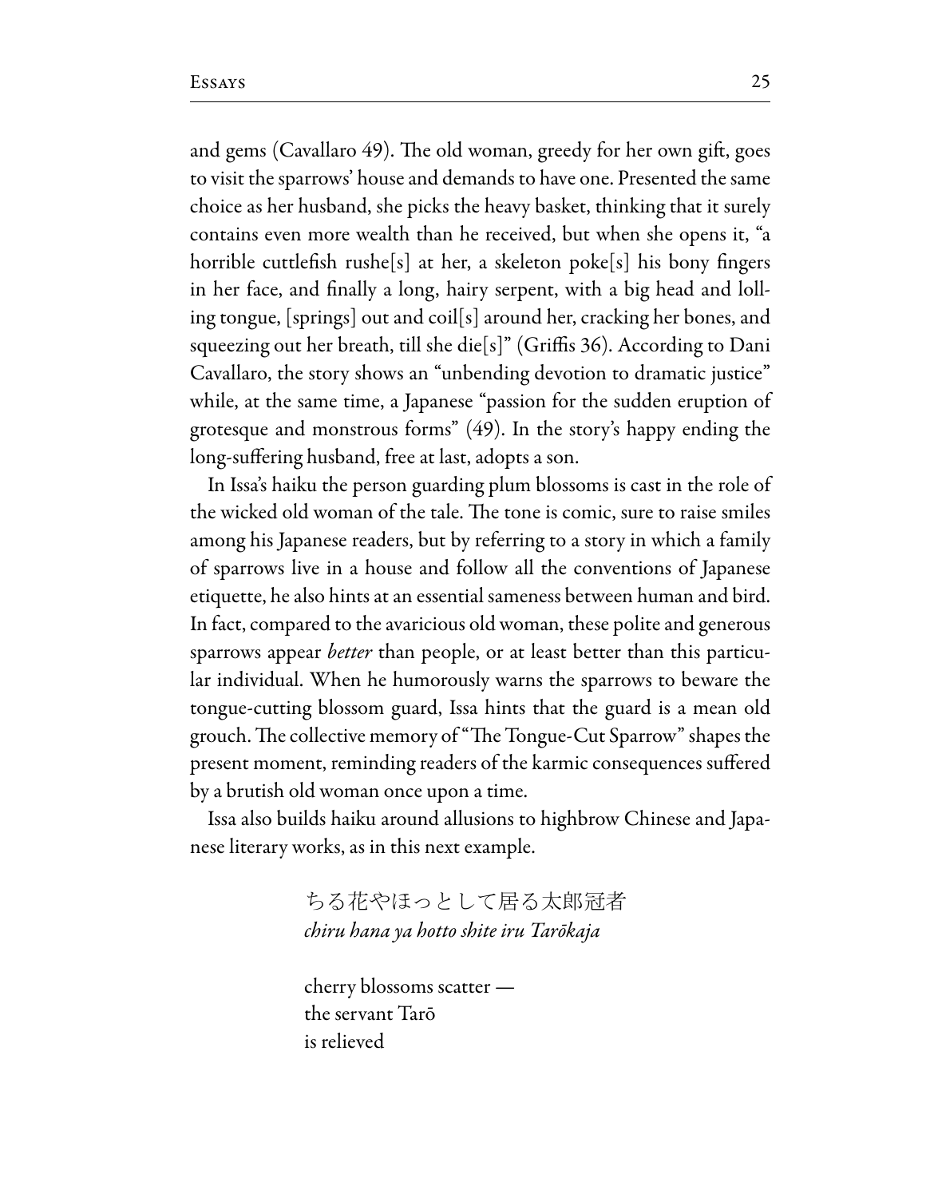and gems (Cavallaro 49). The old woman, greedy for her own gift, goes to visit the sparrows' house and demands to have one. Presented the same choice as her husband, she picks the heavy basket, thinking that it surely contains even more wealth than he received, but when she opens it, "a horrible cuttlefish rushe[s] at her, a skeleton poke[s] his bony fingers in her face, and finally a long, hairy serpent, with a big head and lolling tongue, [springs] out and coil[s] around her, cracking her bones, and squeezing out her breath, till she die[s]" (Griffis 36). According to Dani Cavallaro, the story shows an "unbending devotion to dramatic justice" while, at the same time, a Japanese "passion for the sudden eruption of grotesque and monstrous forms" (49). In the story's happy ending the long-suffering husband, free at last, adopts a son.

In Issa's haiku the person guarding plum blossoms is cast in the role of the wicked old woman of the tale. The tone is comic, sure to raise smiles among his Japanese readers, but by referring to a story in which a family of sparrows live in a house and follow all the conventions of Japanese etiquette, he also hints at an essential sameness between human and bird. In fact, compared to the avaricious old woman, these polite and generous sparrows appear *better* than people, or at least better than this particular individual. When he humorously warns the sparrows to beware the tongue-cutting blossom guard, Issa hints that the guard is a mean old grouch. The collective memory of "The Tongue-Cut Sparrow" shapes the present moment, reminding readers of the karmic consequences suffered by a brutish old woman once upon a time.

Issa also builds haiku around allusions to highbrow Chinese and Japanese literary works, as in this next example.

> ちる花やほっとして居る太郎冠者
> *chiru hana ya hotto shite iru Tarōkaja*
>
> cherry blossoms scatter —
> the servant Tarō
> is relieved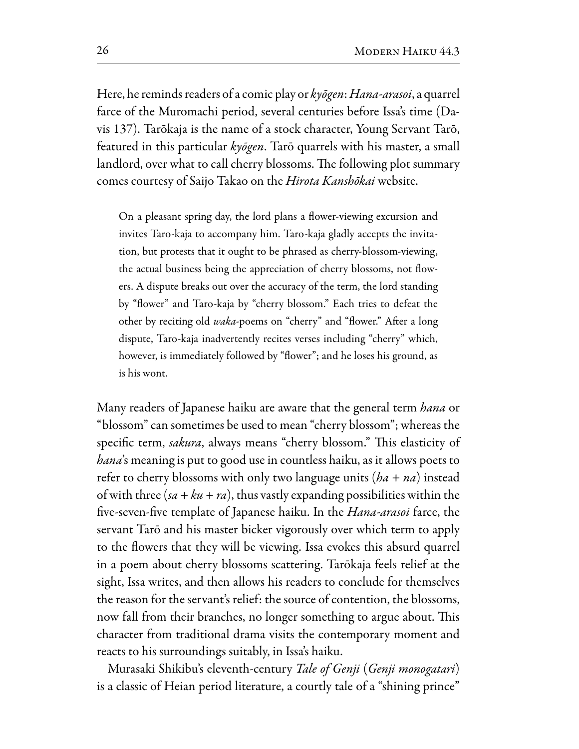Here, he reminds readers of a comic play or *kyōgen*: *Hana-arasoi*, a quarrel farce of the Muromachi period, several centuries before Issa's time (Davis 137). Tarōkaja is the name of a stock character, Young Servant Tarō, featured in this particular *kyōgen*. Tarō quarrels with his master, a small landlord, over what to call cherry blossoms. The following plot summary comes courtesy of Saijo Takao on the *Hirota Kanshōkai* website.

> On a pleasant spring day, the lord plans a flower-viewing excursion and invites Taro-kaja to accompany him. Taro-kaja gladly accepts the invitation, but protests that it ought to be phrased as cherry-blossom-viewing, the actual business being the appreciation of cherry blossoms, not flowers. A dispute breaks out over the accuracy of the term, the lord standing by "flower" and Taro-kaja by "cherry blossom." Each tries to defeat the other by reciting old *waka*-poems on "cherry" and "flower." After a long dispute, Taro-kaja inadvertently recites verses including "cherry" which, however, is immediately followed by "flower"; and he loses his ground, as is his wont.

Many readers of Japanese haiku are aware that the general term *hana* or "blossom" can sometimes be used to mean "cherry blossom"; whereas the specific term, *sakura*, always means "cherry blossom." This elasticity of *hana*'s meaning is put to good use in countless haiku, as it allows poets to refer to cherry blossoms with only two language units (*ha* + *na*) instead of with three (*sa* + *ku* + *ra*), thus vastly expanding possibilities within the five-seven-five template of Japanese haiku. In the *Hana-arasoi* farce, the servant Tarō and his master bicker vigorously over which term to apply to the flowers that they will be viewing. Issa evokes this absurd quarrel in a poem about cherry blossoms scattering. Tarōkaja feels relief at the sight, Issa writes, and then allows his readers to conclude for themselves the reason for the servant's relief: the source of contention, the blossoms, now fall from their branches, no longer something to argue about. This character from traditional drama visits the contemporary moment and reacts to his surroundings suitably, in Issa's haiku.

Murasaki Shikibu's eleventh-century *Tale of Genji* (*Genji monogatari*) is a classic of Heian period literature, a courtly tale of a "shining prince"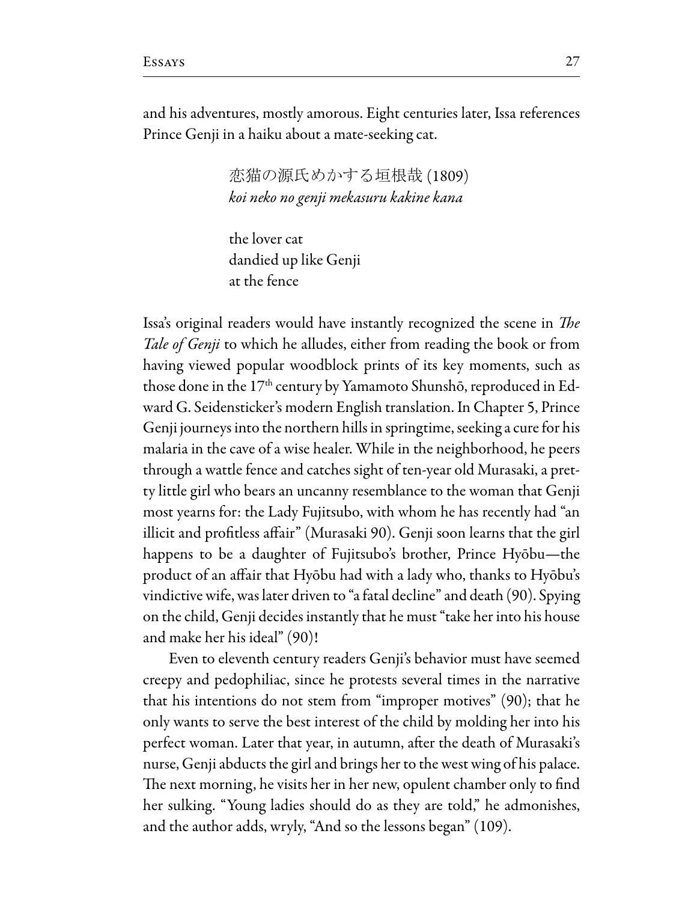and his adventures, mostly amorous. Eight centuries later, Issa references Prince Genji in a haiku about a mate-seeking cat.

> 恋猫の源氏めかする垣根哉 (1809)
> *koi neko no genji mekasuru kakine kana*
>
> the lover cat
> dandied up like Genji
> at the fence

Issa's original readers would have instantly recognized the scene in *The Tale of Genji* to which he alludes, either from reading the book or from having viewed popular woodblock prints of its key moments, such as those done in the 17th century by Yamamoto Shunshō, reproduced in Edward G. Seidensticker's modern English translation. In Chapter 5, Prince Genji journeys into the northern hills in springtime, seeking a cure for his malaria in the cave of a wise healer. While in the neighborhood, he peers through a wattle fence and catches sight of ten-year old Murasaki, a pretty little girl who bears an uncanny resemblance to the woman that Genji most yearns for: the Lady Fujitsubo, with whom he has recently had "an illicit and profitless affair" (Murasaki 90). Genji soon learns that the girl happens to be a daughter of Fujitsubo's brother, Prince Hyōbu—the product of an affair that Hyōbu had with a lady who, thanks to Hyōbu's vindictive wife, was later driven to "a fatal decline" and death (90). Spying on the child, Genji decides instantly that he must "take her into his house and make her his ideal" (90)!

Even to eleventh century readers Genji's behavior must have seemed creepy and pedophiliac, since he protests several times in the narrative that his intentions do not stem from "improper motives" (90); that he only wants to serve the best interest of the child by molding her into his perfect woman. Later that year, in autumn, after the death of Murasaki's nurse, Genji abducts the girl and brings her to the west wing of his palace. The next morning, he visits her in her new, opulent chamber only to find her sulking. "Young ladies should do as they are told," he admonishes, and the author adds, wryly, "And so the lessons began" (109).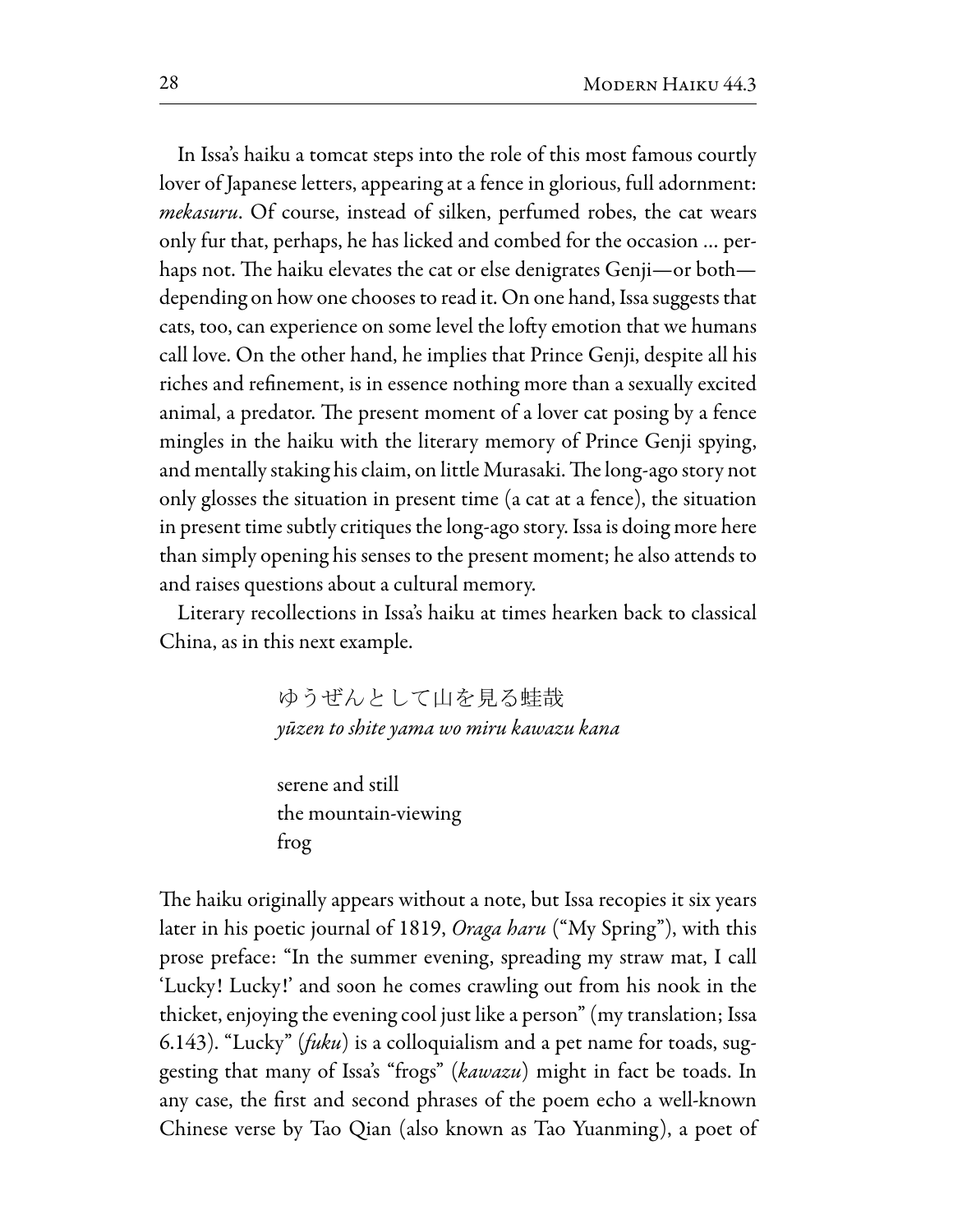In Issa's haiku a tomcat steps into the role of this most famous courtly lover of Japanese letters, appearing at a fence in glorious, full adornment: *mekasuru*. Of course, instead of silken, perfumed robes, the cat wears only fur that, perhaps, he has licked and combed for the occasion ... perhaps not. The haiku elevates the cat or else denigrates Genji—or both—depending on how one chooses to read it. On one hand, Issa suggests that cats, too, can experience on some level the lofty emotion that we humans call love. On the other hand, he implies that Prince Genji, despite all his riches and refinement, is in essence nothing more than a sexually excited animal, a predator. The present moment of a lover cat posing by a fence mingles in the haiku with the literary memory of Prince Genji spying, and mentally staking his claim, on little Murasaki. The long-ago story not only glosses the situation in present time (a cat at a fence), the situation in present time subtly critiques the long-ago story. Issa is doing more here than simply opening his senses to the present moment; he also attends to and raises questions about a cultural memory.

Literary recollections in Issa's haiku at times hearken back to classical China, as in this next example.

> ゆうぜんとして山を見る蛙哉
> *yūzen to shite yama wo miru kawazu kana*
>
> serene and still
> the mountain-viewing
> frog

The haiku originally appears without a note, but Issa recopies it six years later in his poetic journal of 1819, *Oraga haru* ("My Spring"), with this prose preface: "In the summer evening, spreading my straw mat, I call 'Lucky! Lucky!' and soon he comes crawling out from his nook in the thicket, enjoying the evening cool just like a person" (my translation; Issa 6.143). "Lucky" (*fuku*) is a colloquialism and a pet name for toads, suggesting that many of Issa's "frogs" (*kawazu*) might in fact be toads. In any case, the first and second phrases of the poem echo a well-known Chinese verse by Tao Qian (also known as Tao Yuanming), a poet of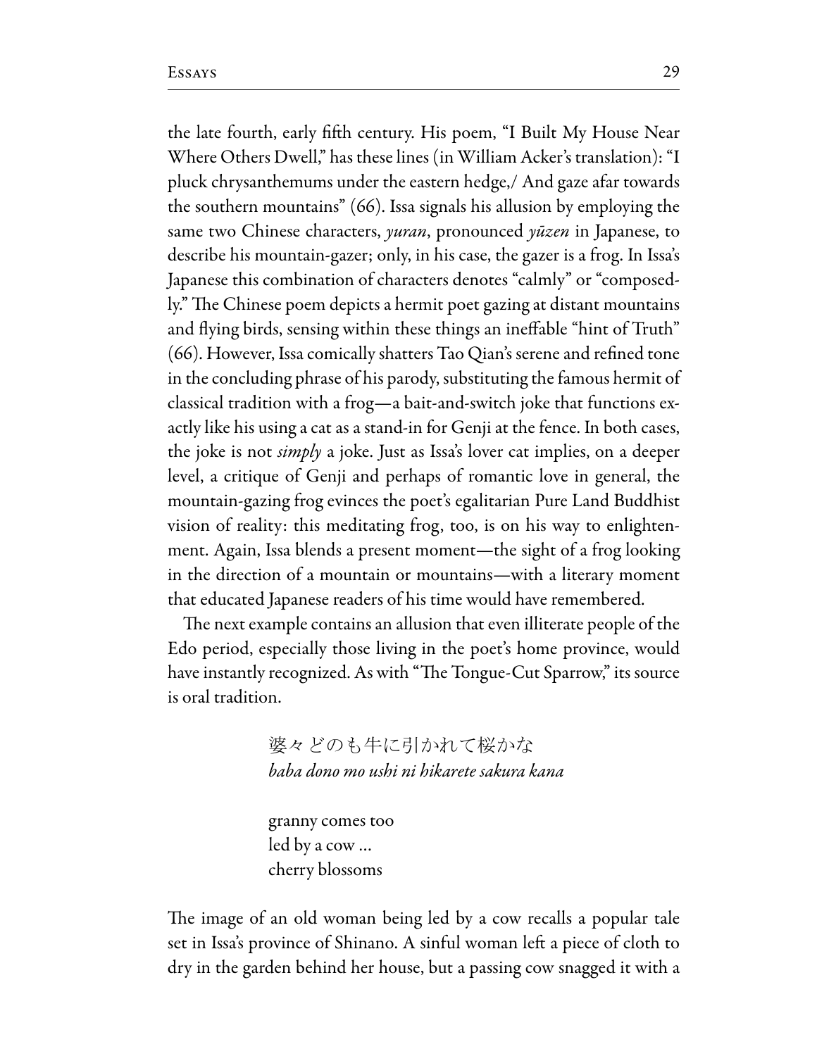the late fourth, early fifth century. His poem, "I Built My House Near Where Others Dwell," has these lines (in William Acker's translation): "I pluck chrysanthemums under the eastern hedge,/ And gaze afar towards the southern mountains" (66). Issa signals his allusion by employing the same two Chinese characters, *yuran*, pronounced *yūzen* in Japanese, to describe his mountain-gazer; only, in his case, the gazer is a frog. In Issa's Japanese this combination of characters denotes "calmly" or "composedly." The Chinese poem depicts a hermit poet gazing at distant mountains and flying birds, sensing within these things an ineffable "hint of Truth" (66). However, Issa comically shatters Tao Qian's serene and refined tone in the concluding phrase of his parody, substituting the famous hermit of classical tradition with a frog—a bait-and-switch joke that functions exactly like his using a cat as a stand-in for Genji at the fence. In both cases, the joke is not *simply* a joke. Just as Issa's lover cat implies, on a deeper level, a critique of Genji and perhaps of romantic love in general, the mountain-gazing frog evinces the poet's egalitarian Pure Land Buddhist vision of reality: this meditating frog, too, is on his way to enlightenment. Again, Issa blends a present moment—the sight of a frog looking in the direction of a mountain or mountains—with a literary moment that educated Japanese readers of his time would have remembered.

The next example contains an allusion that even illiterate people of the Edo period, especially those living in the poet's home province, would have instantly recognized. As with "The Tongue-Cut Sparrow," its source is oral tradition.

> 婆々どのも牛に引かれて桜かな
> *baba dono mo ushi ni hikarete sakura kana*
>
> granny comes too
> led by a cow ...
> cherry blossoms

The image of an old woman being led by a cow recalls a popular tale set in Issa's province of Shinano. A sinful woman left a piece of cloth to dry in the garden behind her house, but a passing cow snagged it with a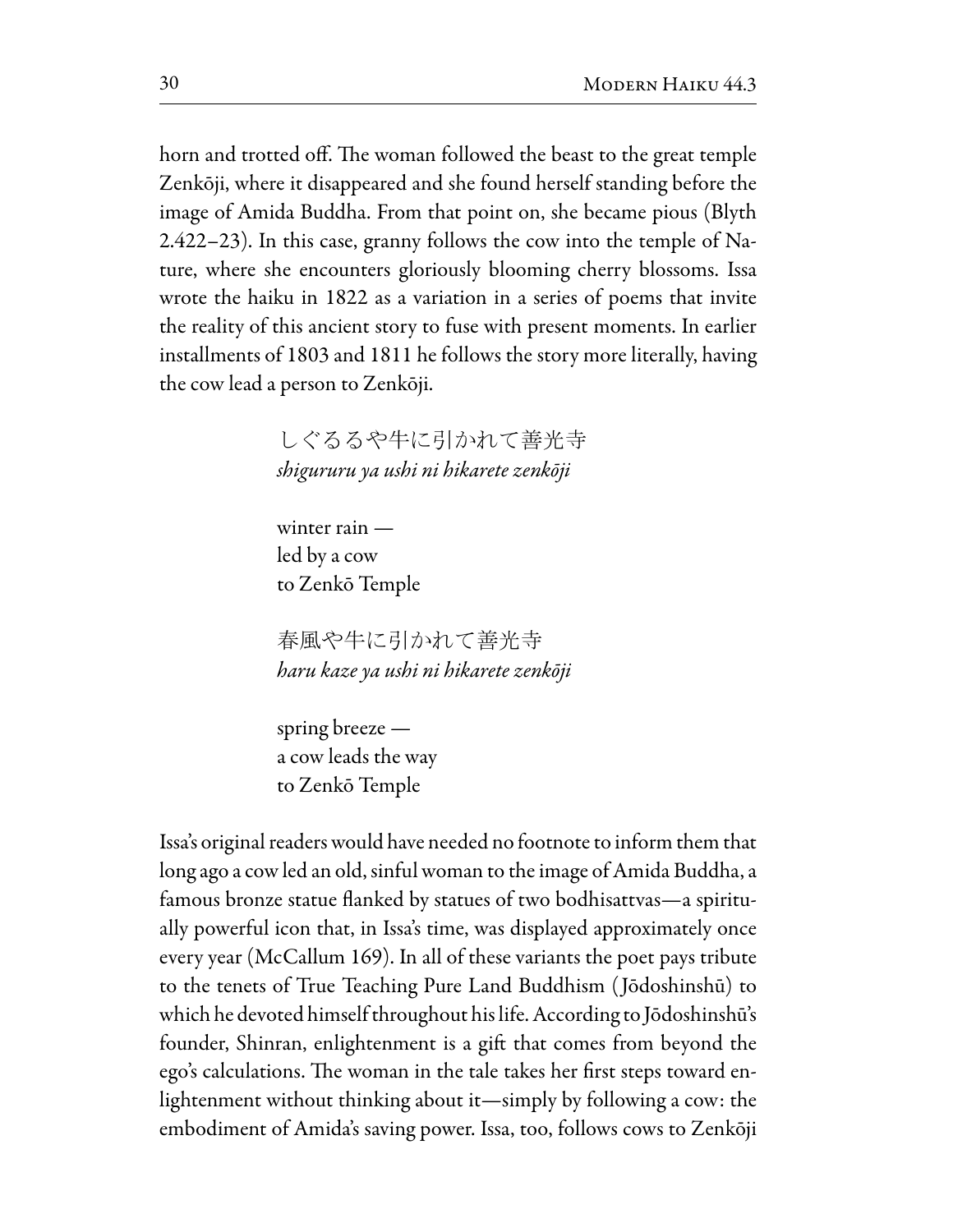horn and trotted off. The woman followed the beast to the great temple Zenkōji, where it disappeared and she found herself standing before the image of Amida Buddha. From that point on, she became pious (Blyth 2.422–23). In this case, granny follows the cow into the temple of Nature, where she encounters gloriously blooming cherry blossoms. Issa wrote the haiku in 1822 as a variation in a series of poems that invite the reality of this ancient story to fuse with present moments. In earlier installments of 1803 and 1811 he follows the story more literally, having the cow lead a person to Zenkōji.

> しぐるるや牛に引かれて善光寺
> *shigururu ya ushi ni hikarete zenkōji*
>
> winter rain —
> led by a cow
> to Zenkō Temple
>
> 春風や牛に引かれて善光寺
> *haru kaze ya ushi ni hikarete zenkōji*
>
> spring breeze —
> a cow leads the way
> to Zenkō Temple

Issa's original readers would have needed no footnote to inform them that long ago a cow led an old, sinful woman to the image of Amida Buddha, a famous bronze statue flanked by statues of two bodhisattvas—a spiritually powerful icon that, in Issa's time, was displayed approximately once every year (McCallum 169). In all of these variants the poet pays tribute to the tenets of True Teaching Pure Land Buddhism (Jōdoshinshū) to which he devoted himself throughout his life. According to Jōdoshinshū's founder, Shinran, enlightenment is a gift that comes from beyond the ego's calculations. The woman in the tale takes her first steps toward enlightenment without thinking about it—simply by following a cow: the embodiment of Amida's saving power. Issa, too, follows cows to Zenkōji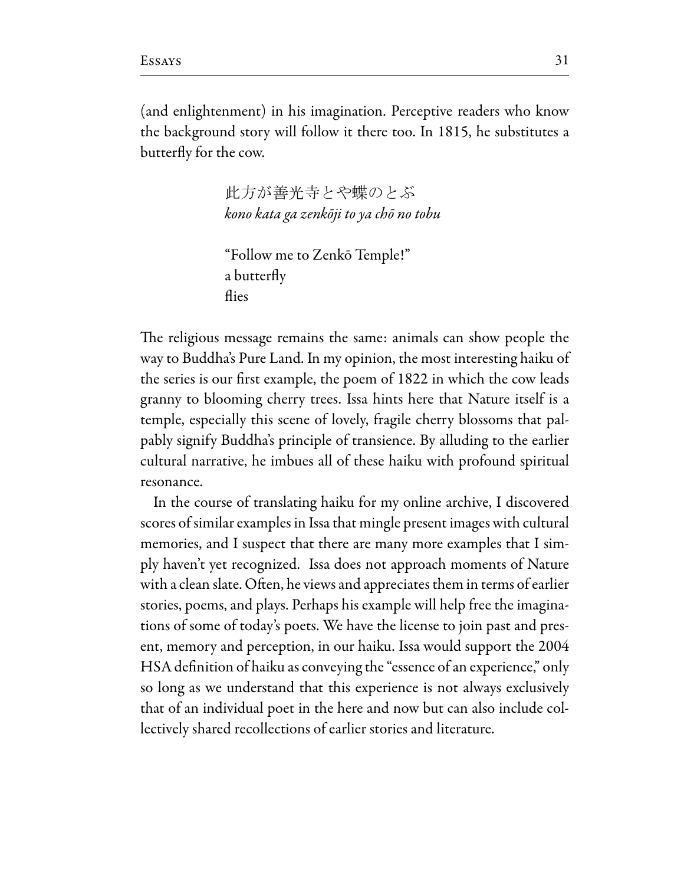(and enlightenment) in his imagination. Perceptive readers who know the background story will follow it there too. In 1815, he substitutes a butterfly for the cow.

> 此方が善光寺とや蝶のとぶ
> *kono kata ga zenkōji to ya chō no tobu*
>
> "Follow me to Zenkō Temple!"
> a butterfly
> flies

The religious message remains the same: animals can show people the way to Buddha's Pure Land. In my opinion, the most interesting haiku of the series is our first example, the poem of 1822 in which the cow leads granny to blooming cherry trees. Issa hints here that Nature itself is a temple, especially this scene of lovely, fragile cherry blossoms that palpably signify Buddha's principle of transience. By alluding to the earlier cultural narrative, he imbues all of these haiku with profound spiritual resonance.

In the course of translating haiku for my online archive, I discovered scores of similar examples in Issa that mingle present images with cultural memories, and I suspect that there are many more examples that I simply haven't yet recognized. Issa does not approach moments of Nature with a clean slate. Often, he views and appreciates them in terms of earlier stories, poems, and plays. Perhaps his example will help free the imaginations of some of today's poets. We have the license to join past and present, memory and perception, in our haiku. Issa would support the 2004 HSA definition of haiku as conveying the "essence of an experience," only so long as we understand that this experience is not always exclusively that of an individual poet in the here and now but can also include collectively shared recollections of earlier stories and literature.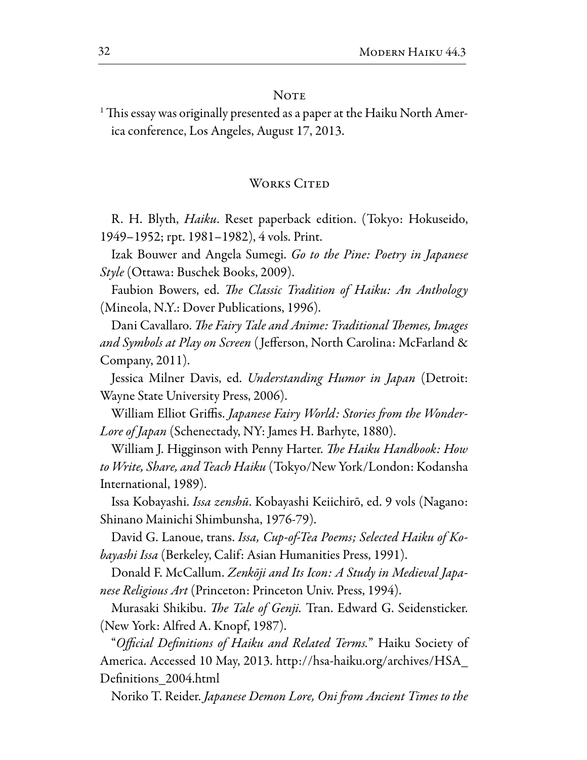## Note

[1] This essay was originally presented as a paper at the Haiku North America conference, Los Angeles, August 17, 2013.

## Works Cited

R. H. Blyth, *Haiku*. Reset paperback edition. (Tokyo: Hokuseido, 1949–1952; rpt. 1981–1982), 4 vols. Print.

Izak Bouwer and Angela Sumegi. *Go to the Pine: Poetry in Japanese Style* (Ottawa: Buschek Books, 2009).

Faubion Bowers, ed. *The Classic Tradition of Haiku: An Anthology* (Mineola, N.Y.: Dover Publications, 1996).

Dani Cavallaro. *The Fairy Tale and Anime: Traditional Themes, Images and Symbols at Play on Screen* (Jefferson, North Carolina: McFarland & Company, 2011).

Jessica Milner Davis, ed. *Understanding Humor in Japan* (Detroit: Wayne State University Press, 2006).

William Elliot Griffis. *Japanese Fairy World: Stories from the Wonder-Lore of Japan* (Schenectady, NY: James H. Barhyte, 1880).

William J. Higginson with Penny Harter. *The Haiku Handbook: How to Write, Share, and Teach Haiku* (Tokyo/New York/London: Kodansha International, 1989).

Issa Kobayashi. *Issa zenshū*. Kobayashi Keiichirō, ed. 9 vols (Nagano: Shinano Mainichi Shimbunsha, 1976-79).

David G. Lanoue, trans. *Issa, Cup-of-Tea Poems; Selected Haiku of Kobayashi Issa* (Berkeley, Calif: Asian Humanities Press, 1991).

Donald F. McCallum. *Zenkōji and Its Icon: A Study in Medieval Japanese Religious Art* (Princeton: Princeton Univ. Press, 1994).

Murasaki Shikibu. *The Tale of Genji.* Tran. Edward G. Seidensticker. (New York: Alfred A. Knopf, 1987).

"*Official Definitions of Haiku and Related Terms.*" Haiku Society of America. Accessed 10 May, 2013. http://hsa-haiku.org/archives/HSA_Definitions_2004.html

Noriko T. Reider. *Japanese Demon Lore, Oni from Ancient Times to the*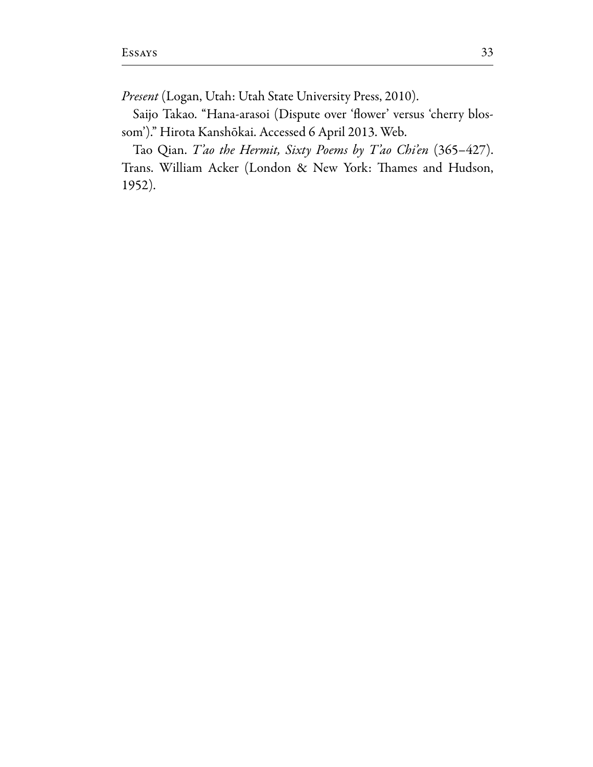*Present* (Logan, Utah: Utah State University Press, 2010).

Saijo Takao. "Hana-arasoi (Dispute over 'flower' versus 'cherry blossom')." Hirota Kanshōkai. Accessed 6 April 2013. Web.

Tao Qian. *T'ao the Hermit, Sixty Poems by T'ao Chi'en* (365–427). Trans. William Acker (London & New York: Thames and Hudson, 1952).